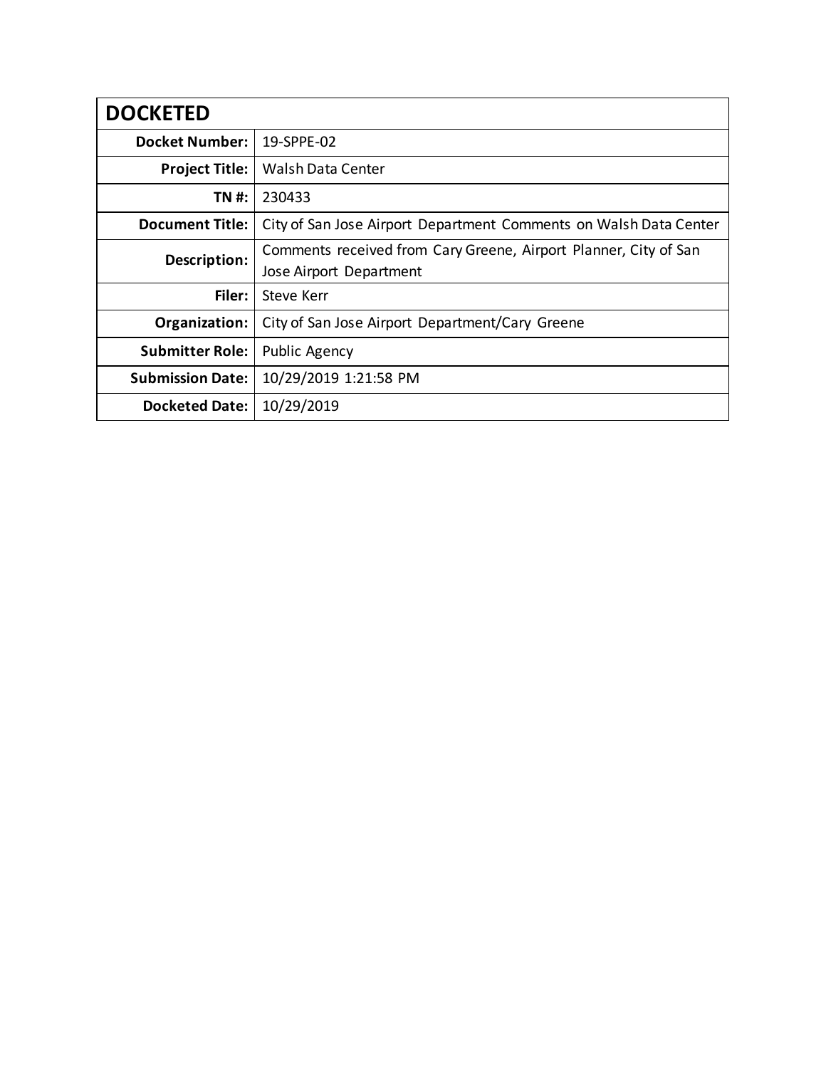| DOCKETED | |
|---|---|
| **Docket Number:** | 19-SPPE-02 |
| **Project Title:** | Walsh Data Center |
| **TN #:** | 230433 |
| **Document Title:** | City of San Jose Airport Department Comments on Walsh Data Center |
| **Description:** | Comments received from Cary Greene, Airport Planner, City of San Jose Airport Department |
| **Filer:** | Steve Kerr |
| **Organization:** | City of San Jose Airport Department/Cary Greene |
| **Submitter Role:** | Public Agency |
| **Submission Date:** | 10/29/2019 1:21:58 PM |
| **Docketed Date:** | 10/29/2019 |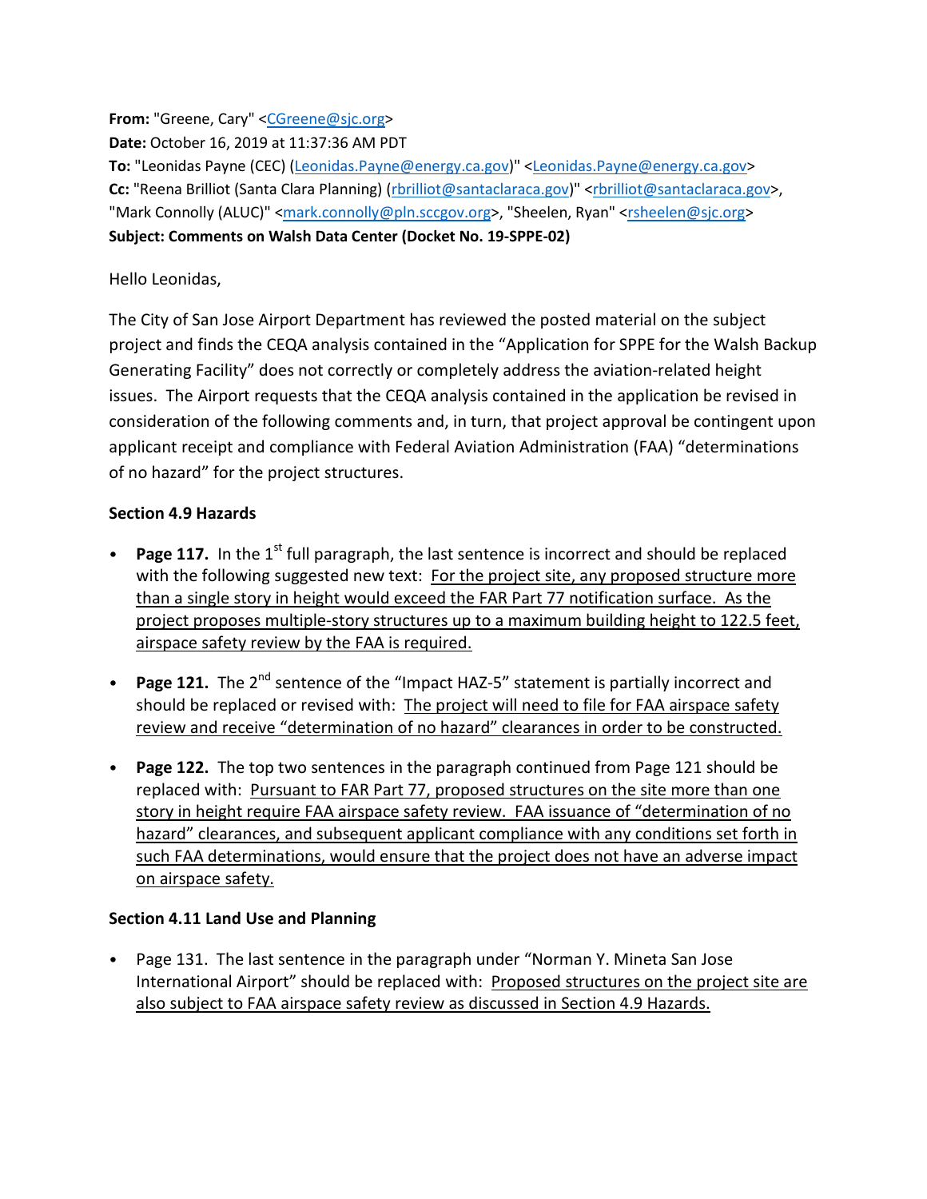**From:** "Greene, Cary" <CGreene@sjc.org>
**Date:** October 16, 2019 at 11:37:36 AM PDT
**To:** "Leonidas Payne (CEC) (Leonidas.Payne@energy.ca.gov)" <Leonidas.Payne@energy.ca.gov>
**Cc:** "Reena Brilliot (Santa Clara Planning) (rbrilliot@santaclaraca.gov)" <rbrilliot@santaclaraca.gov>, "Mark Connolly (ALUC)" <mark.connolly@pln.sccgov.org>, "Sheelen, Ryan" <rsheelen@sjc.org>
**Subject: Comments on Walsh Data Center (Docket No. 19-SPPE-02)**

Hello Leonidas,

The City of San Jose Airport Department has reviewed the posted material on the subject project and finds the CEQA analysis contained in the "Application for SPPE for the Walsh Backup Generating Facility" does not correctly or completely address the aviation-related height issues. The Airport requests that the CEQA analysis contained in the application be revised in consideration of the following comments and, in turn, that project approval be contingent upon applicant receipt and compliance with Federal Aviation Administration (FAA) "determinations of no hazard" for the project structures.

**Section 4.9 Hazards**

- **Page 117.** In the 1st full paragraph, the last sentence is incorrect and should be replaced with the following suggested new text: <u>For the project site, any proposed structure more than a single story in height would exceed the FAR Part 77 notification surface. As the project proposes multiple-story structures up to a maximum building height to 122.5 feet, airspace safety review by the FAA is required.</u>
- **Page 121.** The 2nd sentence of the "Impact HAZ-5" statement is partially incorrect and should be replaced or revised with: <u>The project will need to file for FAA airspace safety review and receive "determination of no hazard" clearances in order to be constructed.</u>
- **Page 122.** The top two sentences in the paragraph continued from Page 121 should be replaced with: <u>Pursuant to FAR Part 77, proposed structures on the site more than one story in height require FAA airspace safety review. FAA issuance of "determination of no hazard" clearances, and subsequent applicant compliance with any conditions set forth in such FAA determinations, would ensure that the project does not have an adverse impact on airspace safety.</u>

**Section 4.11 Land Use and Planning**

- Page 131. The last sentence in the paragraph under "Norman Y. Mineta San Jose International Airport" should be replaced with: <u>Proposed structures on the project site are also subject to FAA airspace safety review as discussed in Section 4.9 Hazards.</u>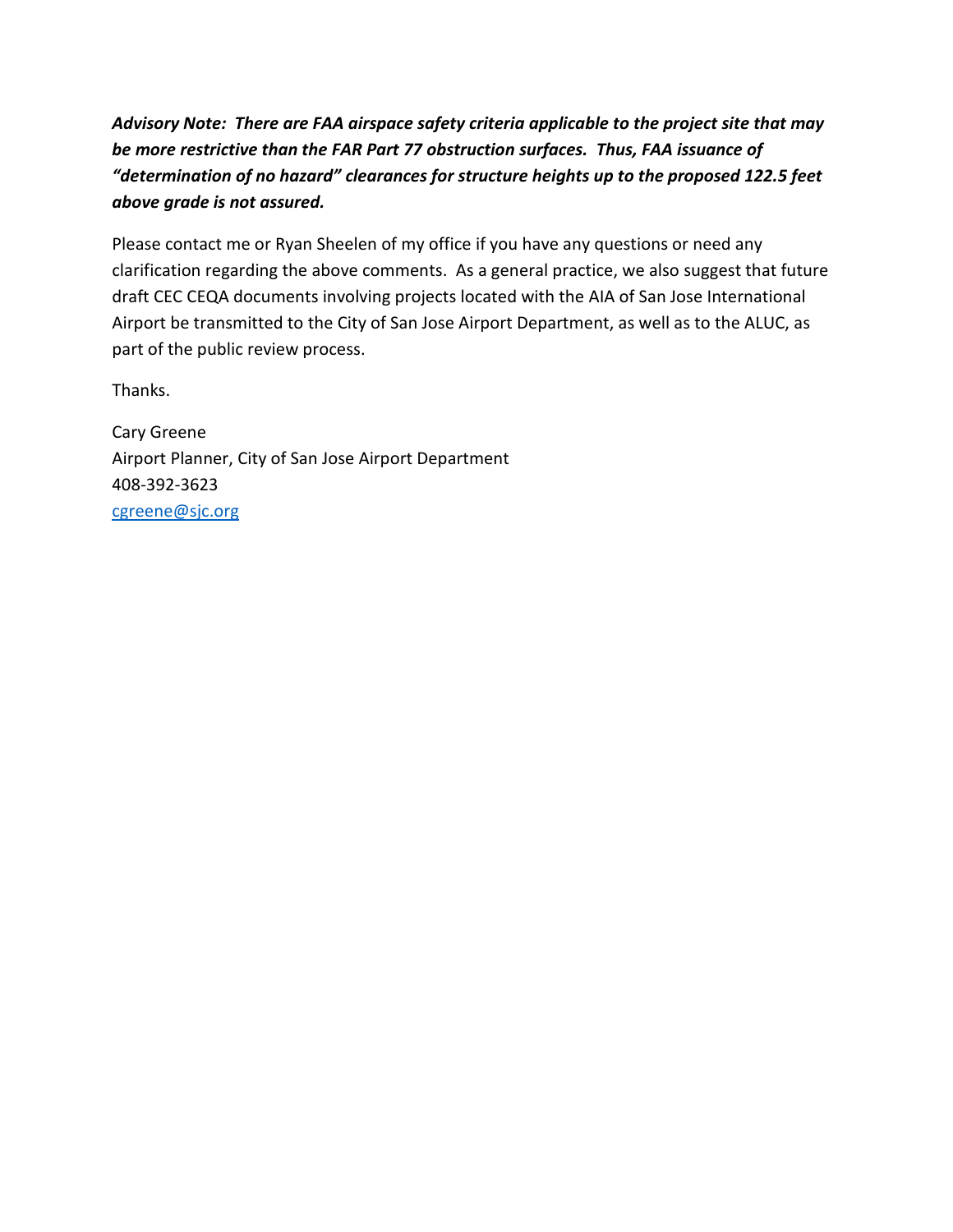***Advisory Note: There are FAA airspace safety criteria applicable to the project site that may be more restrictive than the FAR Part 77 obstruction surfaces. Thus, FAA issuance of "determination of no hazard" clearances for structure heights up to the proposed 122.5 feet above grade is not assured.***

Please contact me or Ryan Sheelen of my office if you have any questions or need any clarification regarding the above comments. As a general practice, we also suggest that future draft CEC CEQA documents involving projects located with the AIA of San Jose International Airport be transmitted to the City of San Jose Airport Department, as well as to the ALUC, as part of the public review process.

Thanks.

Cary Greene
Airport Planner, City of San Jose Airport Department
408-392-3623
cgreene@sjc.org